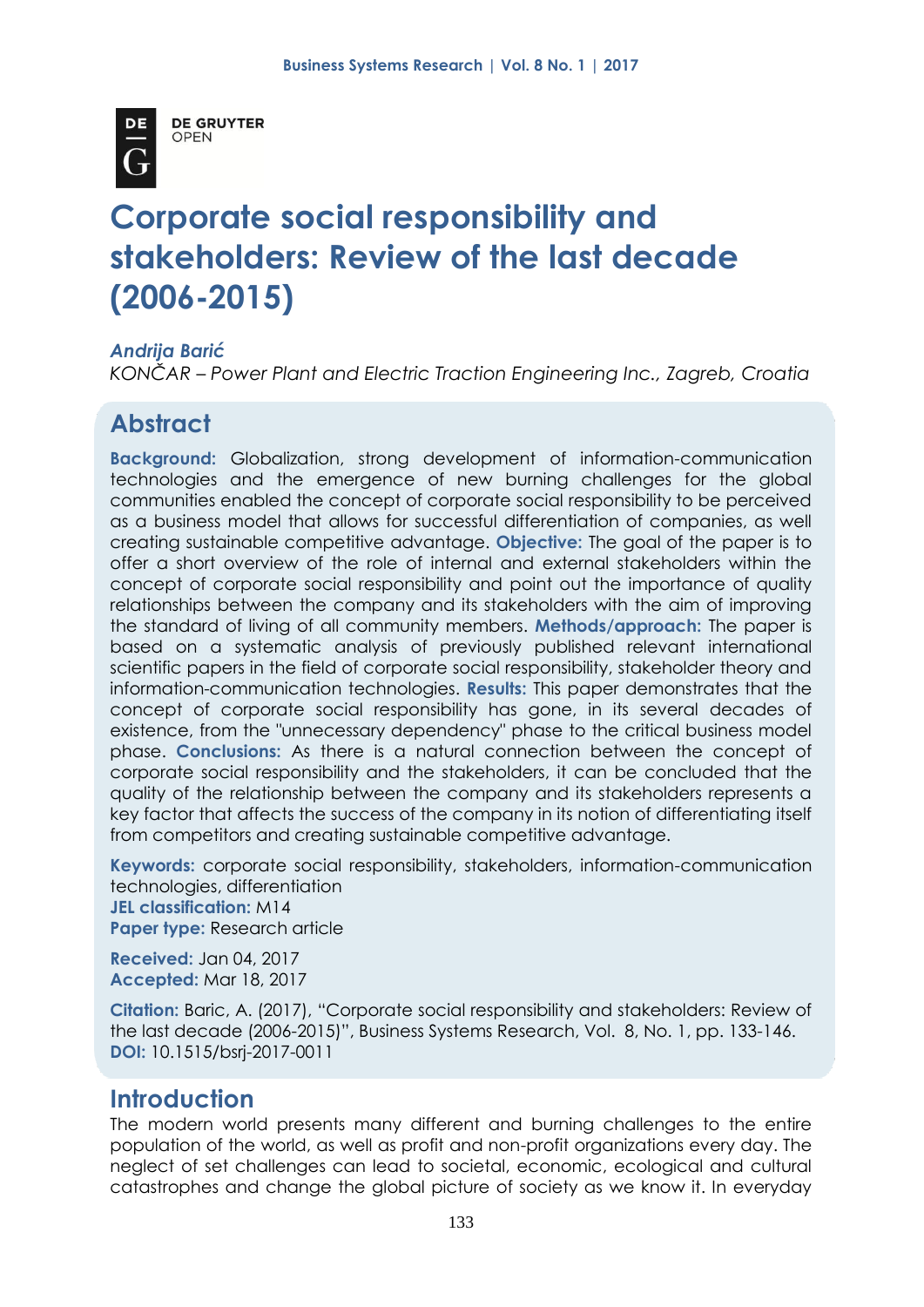# Corporate social responsibility and stakeholders: Review of the last decade (2006-2015)

*Andrija Barić*

*KONČAR – Power Plant and Electric Traction Engineering Inc., Zagreb, Croatia*

## Abstract

**Background:** Globalization, strong development of information-communication technologies and the emergence of new burning challenges for the global communities enabled the concept of corporate social responsibility to be perceived as a business model that allows for successful differentiation of companies, as well creating sustainable competitive advantage. **Objective:** The goal of the paper is to offer a short overview of the role of internal and external stakeholders within the concept of corporate social responsibility and point out the importance of quality relationships between the company and its stakeholders with the aim of improving the standard of living of all community members. **Methods/approach:** The paper is based on a systematic analysis of previously published relevant international scientific papers in the field of corporate social responsibility, stakeholder theory and information-communication technologies. **Results:** This paper demonstrates that the concept of corporate social responsibility has gone, in its several decades of existence, from the "unnecessary dependency" phase to the critical business model phase. **Conclusions:** As there is a natural connection between the concept of corporate social responsibility and the stakeholders, it can be concluded that the quality of the relationship between the company and its stakeholders represents a key factor that affects the success of the company in its notion of differentiating itself from competitors and creating sustainable competitive advantage.

**Keywords:** corporate social responsibility, stakeholders, information-communication technologies, differentiation
**JEL classification:** M14
**Paper type:** Research article

**Received:** Jan 04, 2017
**Accepted:** Mar 18, 2017

**Citation:** Baric, A. (2017), "Corporate social responsibility and stakeholders: Review of the last decade (2006-2015)", Business Systems Research, Vol. 8, No. 1, pp. 133-146.
**DOI:** 10.1515/bsrj-2017-0011

## Introduction

The modern world presents many different and burning challenges to the entire population of the world, as well as profit and non-profit organizations every day. The neglect of set challenges can lead to societal, economic, ecological and cultural catastrophes and change the global picture of society as we know it. In everyday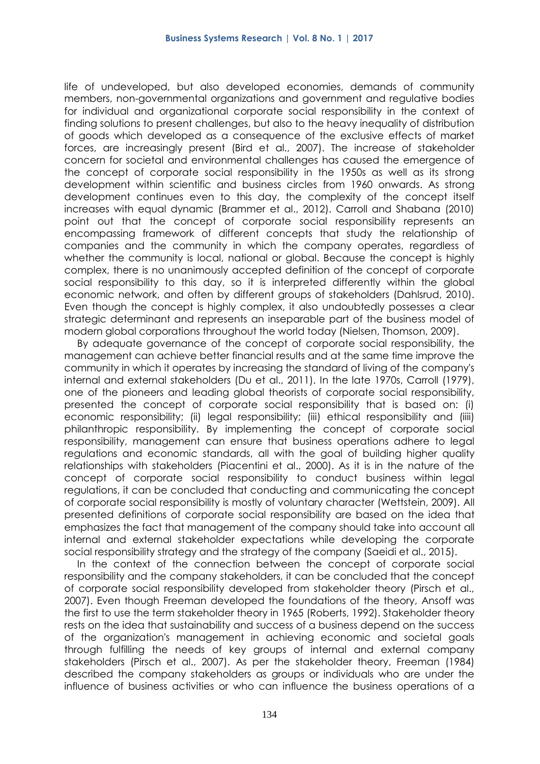life of undeveloped, but also developed economies, demands of community members, non-governmental organizations and government and regulative bodies for individual and organizational corporate social responsibility in the context of finding solutions to present challenges, but also to the heavy inequality of distribution of goods which developed as a consequence of the exclusive effects of market forces, are increasingly present (Bird et al., 2007). The increase of stakeholder concern for societal and environmental challenges has caused the emergence of the concept of corporate social responsibility in the 1950s as well as its strong development within scientific and business circles from 1960 onwards. As strong development continues even to this day, the complexity of the concept itself increases with equal dynamic (Brammer et al., 2012). Carroll and Shabana (2010) point out that the concept of corporate social responsibility represents an encompassing framework of different concepts that study the relationship of companies and the community in which the company operates, regardless of whether the community is local, national or global. Because the concept is highly complex, there is no unanimously accepted definition of the concept of corporate social responsibility to this day, so it is interpreted differently within the global economic network, and often by different groups of stakeholders (Dahlsrud, 2010). Even though the concept is highly complex, it also undoubtedly possesses a clear strategic determinant and represents an inseparable part of the business model of modern global corporations throughout the world today (Nielsen, Thomson, 2009).

By adequate governance of the concept of corporate social responsibility, the management can achieve better financial results and at the same time improve the community in which it operates by increasing the standard of living of the company's internal and external stakeholders (Du et al., 2011). In the late 1970s, Carroll (1979), one of the pioneers and leading global theorists of corporate social responsibility, presented the concept of corporate social responsibility that is based on: (i) economic responsibility; (ii) legal responsibility; (iii) ethical responsibility and (iiii) philanthropic responsibility. By implementing the concept of corporate social responsibility, management can ensure that business operations adhere to legal regulations and economic standards, all with the goal of building higher quality relationships with stakeholders (Piacentini et al., 2000). As it is in the nature of the concept of corporate social responsibility to conduct business within legal regulations, it can be concluded that conducting and communicating the concept of corporate social responsibility is mostly of voluntary character (Wettstein, 2009). All presented definitions of corporate social responsibility are based on the idea that emphasizes the fact that management of the company should take into account all internal and external stakeholder expectations while developing the corporate social responsibility strategy and the strategy of the company (Saeidi et al., 2015).

In the context of the connection between the concept of corporate social responsibility and the company stakeholders, it can be concluded that the concept of corporate social responsibility developed from stakeholder theory (Pirsch et al., 2007). Even though Freeman developed the foundations of the theory, Ansoff was the first to use the term stakeholder theory in 1965 (Roberts, 1992). Stakeholder theory rests on the idea that sustainability and success of a business depend on the success of the organization's management in achieving economic and societal goals through fulfilling the needs of key groups of internal and external company stakeholders (Pirsch et al., 2007). As per the stakeholder theory, Freeman (1984) described the company stakeholders as groups or individuals who are under the influence of business activities or who can influence the business operations of a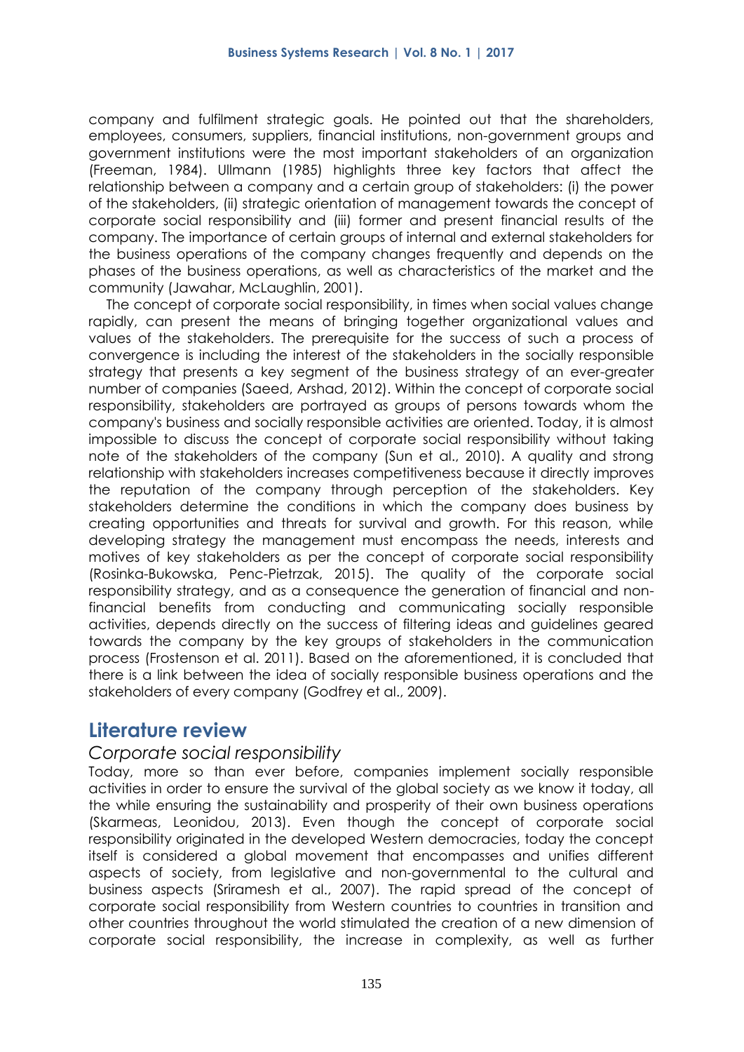company and fulfilment strategic goals. He pointed out that the shareholders, employees, consumers, suppliers, financial institutions, non-government groups and government institutions were the most important stakeholders of an organization (Freeman, 1984). Ullmann (1985) highlights three key factors that affect the relationship between a company and a certain group of stakeholders: (i) the power of the stakeholders, (ii) strategic orientation of management towards the concept of corporate social responsibility and (iii) former and present financial results of the company. The importance of certain groups of internal and external stakeholders for the business operations of the company changes frequently and depends on the phases of the business operations, as well as characteristics of the market and the community (Jawahar, McLaughlin, 2001).

The concept of corporate social responsibility, in times when social values change rapidly, can present the means of bringing together organizational values and values of the stakeholders. The prerequisite for the success of such a process of convergence is including the interest of the stakeholders in the socially responsible strategy that presents a key segment of the business strategy of an ever-greater number of companies (Saeed, Arshad, 2012). Within the concept of corporate social responsibility, stakeholders are portrayed as groups of persons towards whom the company's business and socially responsible activities are oriented. Today, it is almost impossible to discuss the concept of corporate social responsibility without taking note of the stakeholders of the company (Sun et al., 2010). A quality and strong relationship with stakeholders increases competitiveness because it directly improves the reputation of the company through perception of the stakeholders. Key stakeholders determine the conditions in which the company does business by creating opportunities and threats for survival and growth. For this reason, while developing strategy the management must encompass the needs, interests and motives of key stakeholders as per the concept of corporate social responsibility (Rosinka-Bukowska, Penc-Pietrzak, 2015). The quality of the corporate social responsibility strategy, and as a consequence the generation of financial and non-financial benefits from conducting and communicating socially responsible activities, depends directly on the success of filtering ideas and guidelines geared towards the company by the key groups of stakeholders in the communication process (Frostenson et al. 2011). Based on the aforementioned, it is concluded that there is a link between the idea of socially responsible business operations and the stakeholders of every company (Godfrey et al., 2009).

## Literature review

### *Corporate social responsibility*

Today, more so than ever before, companies implement socially responsible activities in order to ensure the survival of the global society as we know it today, all the while ensuring the sustainability and prosperity of their own business operations (Skarmeas, Leonidou, 2013). Even though the concept of corporate social responsibility originated in the developed Western democracies, today the concept itself is considered a global movement that encompasses and unifies different aspects of society, from legislative and non-governmental to the cultural and business aspects (Sriramesh et al., 2007). The rapid spread of the concept of corporate social responsibility from Western countries to countries in transition and other countries throughout the world stimulated the creation of a new dimension of corporate social responsibility, the increase in complexity, as well as further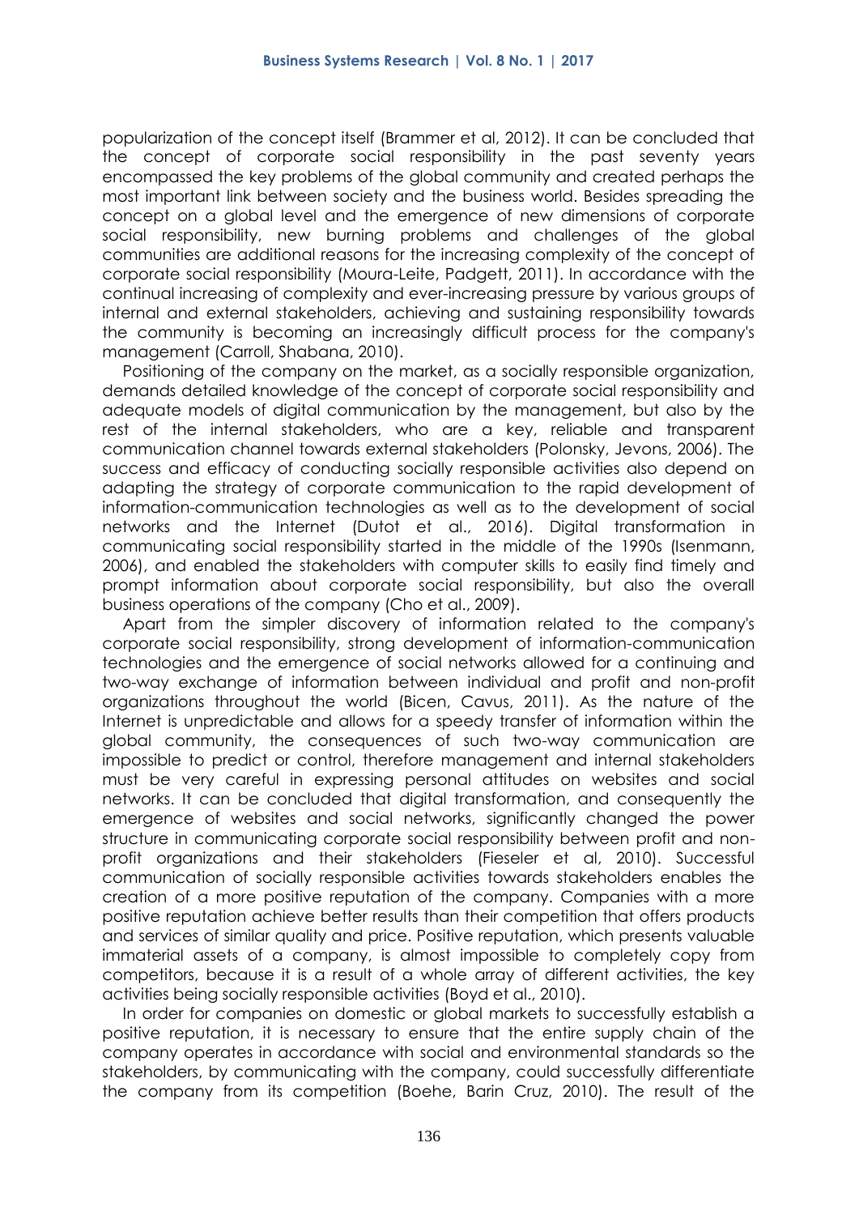popularization of the concept itself (Brammer et al, 2012). It can be concluded that the concept of corporate social responsibility in the past seventy years encompassed the key problems of the global community and created perhaps the most important link between society and the business world. Besides spreading the concept on a global level and the emergence of new dimensions of corporate social responsibility, new burning problems and challenges of the global communities are additional reasons for the increasing complexity of the concept of corporate social responsibility (Moura-Leite, Padgett, 2011). In accordance with the continual increasing of complexity and ever-increasing pressure by various groups of internal and external stakeholders, achieving and sustaining responsibility towards the community is becoming an increasingly difficult process for the company's management (Carroll, Shabana, 2010).

Positioning of the company on the market, as a socially responsible organization, demands detailed knowledge of the concept of corporate social responsibility and adequate models of digital communication by the management, but also by the rest of the internal stakeholders, who are a key, reliable and transparent communication channel towards external stakeholders (Polonsky, Jevons, 2006). The success and efficacy of conducting socially responsible activities also depend on adapting the strategy of corporate communication to the rapid development of information-communication technologies as well as to the development of social networks and the Internet (Dutot et al., 2016). Digital transformation in communicating social responsibility started in the middle of the 1990s (Isenmann, 2006), and enabled the stakeholders with computer skills to easily find timely and prompt information about corporate social responsibility, but also the overall business operations of the company (Cho et al., 2009).

Apart from the simpler discovery of information related to the company's corporate social responsibility, strong development of information-communication technologies and the emergence of social networks allowed for a continuing and two-way exchange of information between individual and profit and non-profit organizations throughout the world (Bicen, Cavus, 2011). As the nature of the Internet is unpredictable and allows for a speedy transfer of information within the global community, the consequences of such two-way communication are impossible to predict or control, therefore management and internal stakeholders must be very careful in expressing personal attitudes on websites and social networks. It can be concluded that digital transformation, and consequently the emergence of websites and social networks, significantly changed the power structure in communicating corporate social responsibility between profit and non-profit organizations and their stakeholders (Fieseler et al, 2010). Successful communication of socially responsible activities towards stakeholders enables the creation of a more positive reputation of the company. Companies with a more positive reputation achieve better results than their competition that offers products and services of similar quality and price. Positive reputation, which presents valuable immaterial assets of a company, is almost impossible to completely copy from competitors, because it is a result of a whole array of different activities, the key activities being socially responsible activities (Boyd et al., 2010).

In order for companies on domestic or global markets to successfully establish a positive reputation, it is necessary to ensure that the entire supply chain of the company operates in accordance with social and environmental standards so the stakeholders, by communicating with the company, could successfully differentiate the company from its competition (Boehe, Barin Cruz, 2010). The result of the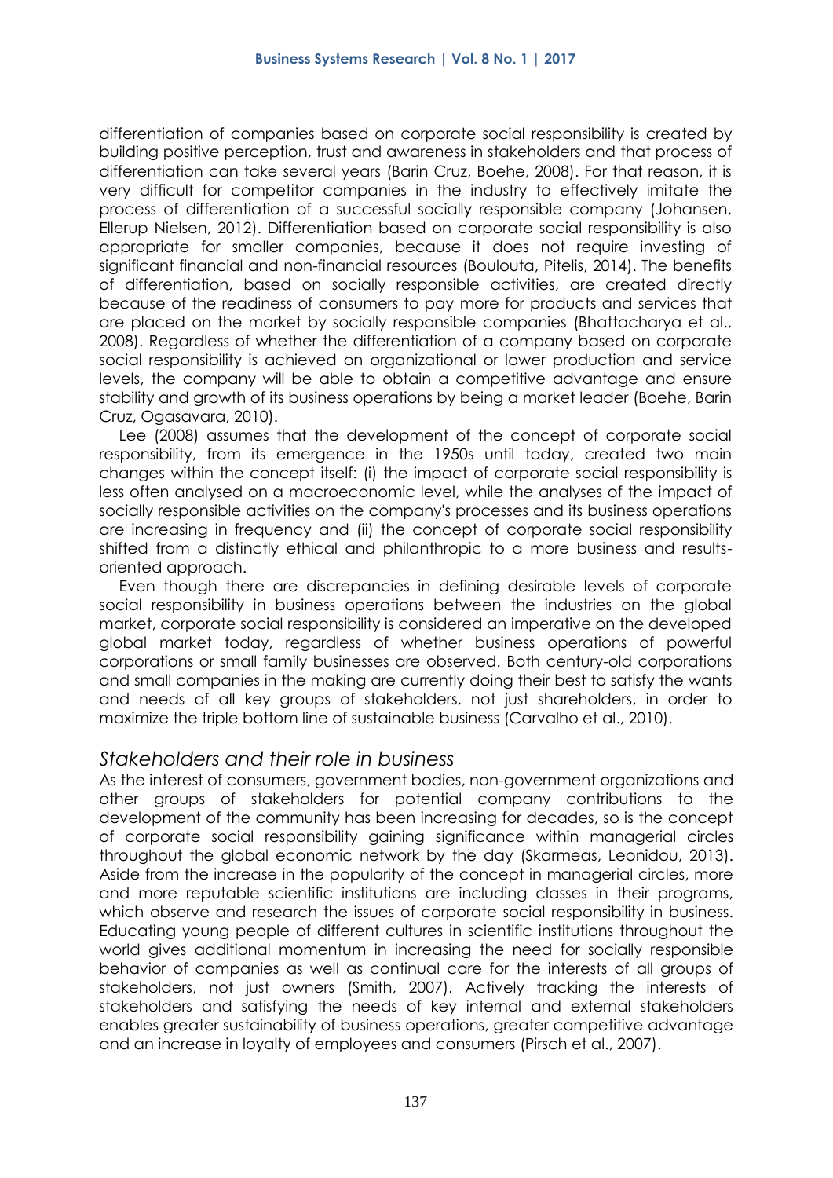differentiation of companies based on corporate social responsibility is created by building positive perception, trust and awareness in stakeholders and that process of differentiation can take several years (Barin Cruz, Boehe, 2008). For that reason, it is very difficult for competitor companies in the industry to effectively imitate the process of differentiation of a successful socially responsible company (Johansen, Ellerup Nielsen, 2012). Differentiation based on corporate social responsibility is also appropriate for smaller companies, because it does not require investing of significant financial and non-financial resources (Boulouta, Pitelis, 2014). The benefits of differentiation, based on socially responsible activities, are created directly because of the readiness of consumers to pay more for products and services that are placed on the market by socially responsible companies (Bhattacharya et al., 2008). Regardless of whether the differentiation of a company based on corporate social responsibility is achieved on organizational or lower production and service levels, the company will be able to obtain a competitive advantage and ensure stability and growth of its business operations by being a market leader (Boehe, Barin Cruz, Ogasavara, 2010).

Lee (2008) assumes that the development of the concept of corporate social responsibility, from its emergence in the 1950s until today, created two main changes within the concept itself: (i) the impact of corporate social responsibility is less often analysed on a macroeconomic level, while the analyses of the impact of socially responsible activities on the company's processes and its business operations are increasing in frequency and (ii) the concept of corporate social responsibility shifted from a distinctly ethical and philanthropic to a more business and results-oriented approach.

Even though there are discrepancies in defining desirable levels of corporate social responsibility in business operations between the industries on the global market, corporate social responsibility is considered an imperative on the developed global market today, regardless of whether business operations of powerful corporations or small family businesses are observed. Both century-old corporations and small companies in the making are currently doing their best to satisfy the wants and needs of all key groups of stakeholders, not just shareholders, in order to maximize the triple bottom line of sustainable business (Carvalho et al., 2010).

## *Stakeholders and their role in business*

As the interest of consumers, government bodies, non-government organizations and other groups of stakeholders for potential company contributions to the development of the community has been increasing for decades, so is the concept of corporate social responsibility gaining significance within managerial circles throughout the global economic network by the day (Skarmeas, Leonidou, 2013). Aside from the increase in the popularity of the concept in managerial circles, more and more reputable scientific institutions are including classes in their programs, which observe and research the issues of corporate social responsibility in business. Educating young people of different cultures in scientific institutions throughout the world gives additional momentum in increasing the need for socially responsible behavior of companies as well as continual care for the interests of all groups of stakeholders, not just owners (Smith, 2007). Actively tracking the interests of stakeholders and satisfying the needs of key internal and external stakeholders enables greater sustainability of business operations, greater competitive advantage and an increase in loyalty of employees and consumers (Pirsch et al., 2007).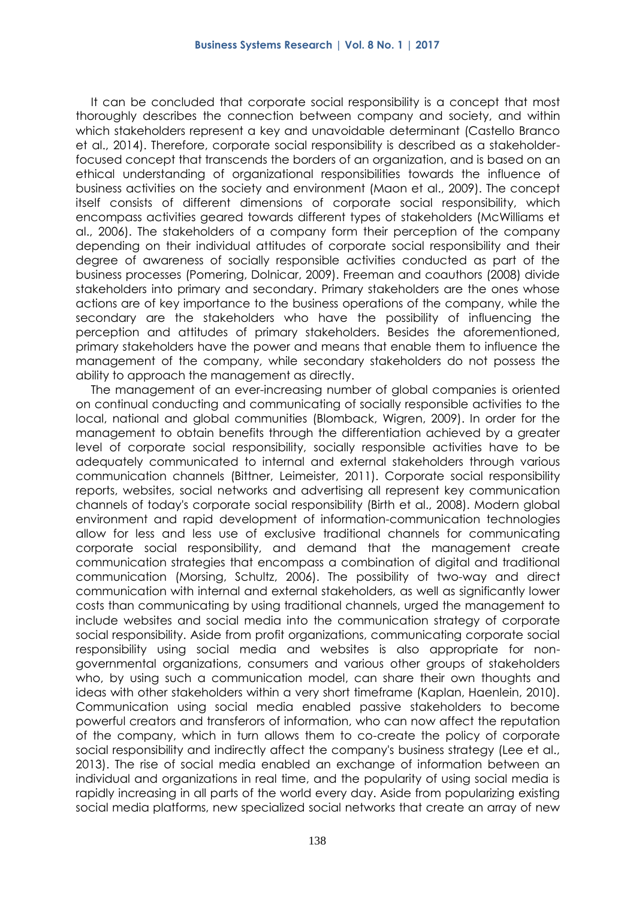It can be concluded that corporate social responsibility is a concept that most thoroughly describes the connection between company and society, and within which stakeholders represent a key and unavoidable determinant (Castello Branco et al., 2014). Therefore, corporate social responsibility is described as a stakeholder-focused concept that transcends the borders of an organization, and is based on an ethical understanding of organizational responsibilities towards the influence of business activities on the society and environment (Maon et al., 2009). The concept itself consists of different dimensions of corporate social responsibility, which encompass activities geared towards different types of stakeholders (McWilliams et al., 2006). The stakeholders of a company form their perception of the company depending on their individual attitudes of corporate social responsibility and their degree of awareness of socially responsible activities conducted as part of the business processes (Pomering, Dolnicar, 2009). Freeman and coauthors (2008) divide stakeholders into primary and secondary. Primary stakeholders are the ones whose actions are of key importance to the business operations of the company, while the secondary are the stakeholders who have the possibility of influencing the perception and attitudes of primary stakeholders. Besides the aforementioned, primary stakeholders have the power and means that enable them to influence the management of the company, while secondary stakeholders do not possess the ability to approach the management as directly.

The management of an ever-increasing number of global companies is oriented on continual conducting and communicating of socially responsible activities to the local, national and global communities (Blomback, Wigren, 2009). In order for the management to obtain benefits through the differentiation achieved by a greater level of corporate social responsibility, socially responsible activities have to be adequately communicated to internal and external stakeholders through various communication channels (Bittner, Leimeister, 2011). Corporate social responsibility reports, websites, social networks and advertising all represent key communication channels of today's corporate social responsibility (Birth et al., 2008). Modern global environment and rapid development of information-communication technologies allow for less and less use of exclusive traditional channels for communicating corporate social responsibility, and demand that the management create communication strategies that encompass a combination of digital and traditional communication (Morsing, Schultz, 2006). The possibility of two-way and direct communication with internal and external stakeholders, as well as significantly lower costs than communicating by using traditional channels, urged the management to include websites and social media into the communication strategy of corporate social responsibility. Aside from profit organizations, communicating corporate social responsibility using social media and websites is also appropriate for non-governmental organizations, consumers and various other groups of stakeholders who, by using such a communication model, can share their own thoughts and ideas with other stakeholders within a very short timeframe (Kaplan, Haenlein, 2010). Communication using social media enabled passive stakeholders to become powerful creators and transferors of information, who can now affect the reputation of the company, which in turn allows them to co-create the policy of corporate social responsibility and indirectly affect the company's business strategy (Lee et al., 2013). The rise of social media enabled an exchange of information between an individual and organizations in real time, and the popularity of using social media is rapidly increasing in all parts of the world every day. Aside from popularizing existing social media platforms, new specialized social networks that create an array of new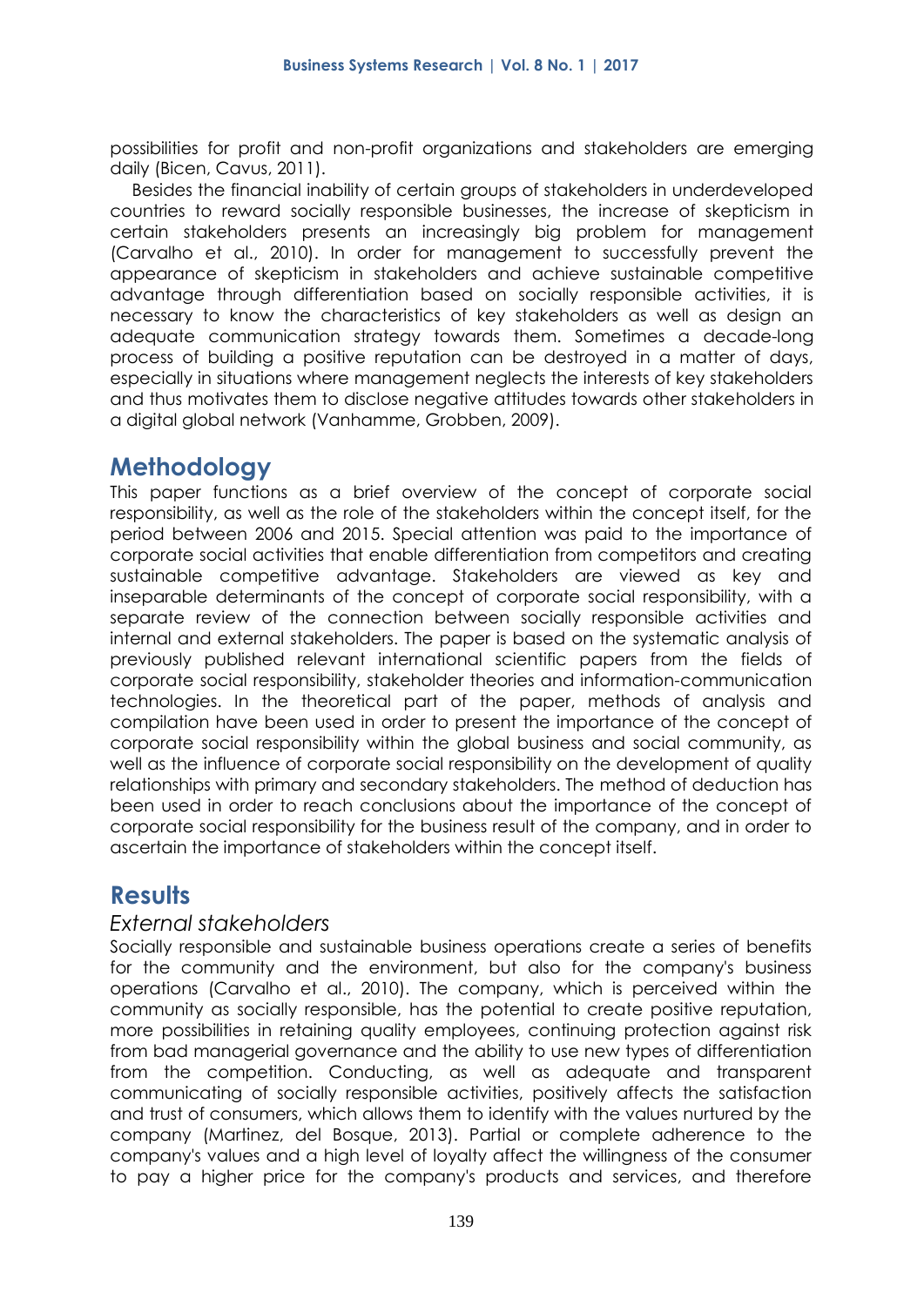possibilities for profit and non-profit organizations and stakeholders are emerging daily (Bicen, Cavus, 2011).

Besides the financial inability of certain groups of stakeholders in underdeveloped countries to reward socially responsible businesses, the increase of skepticism in certain stakeholders presents an increasingly big problem for management (Carvalho et al., 2010). In order for management to successfully prevent the appearance of skepticism in stakeholders and achieve sustainable competitive advantage through differentiation based on socially responsible activities, it is necessary to know the characteristics of key stakeholders as well as design an adequate communication strategy towards them. Sometimes a decade-long process of building a positive reputation can be destroyed in a matter of days, especially in situations where management neglects the interests of key stakeholders and thus motivates them to disclose negative attitudes towards other stakeholders in a digital global network (Vanhamme, Grobben, 2009).

## Methodology

This paper functions as a brief overview of the concept of corporate social responsibility, as well as the role of the stakeholders within the concept itself, for the period between 2006 and 2015. Special attention was paid to the importance of corporate social activities that enable differentiation from competitors and creating sustainable competitive advantage. Stakeholders are viewed as key and inseparable determinants of the concept of corporate social responsibility, with a separate review of the connection between socially responsible activities and internal and external stakeholders. The paper is based on the systematic analysis of previously published relevant international scientific papers from the fields of corporate social responsibility, stakeholder theories and information-communication technologies. In the theoretical part of the paper, methods of analysis and compilation have been used in order to present the importance of the concept of corporate social responsibility within the global business and social community, as well as the influence of corporate social responsibility on the development of quality relationships with primary and secondary stakeholders. The method of deduction has been used in order to reach conclusions about the importance of the concept of corporate social responsibility for the business result of the company, and in order to ascertain the importance of stakeholders within the concept itself.

## Results

### *External stakeholders*

Socially responsible and sustainable business operations create a series of benefits for the community and the environment, but also for the company's business operations (Carvalho et al., 2010). The company, which is perceived within the community as socially responsible, has the potential to create positive reputation, more possibilities in retaining quality employees, continuing protection against risk from bad managerial governance and the ability to use new types of differentiation from the competition. Conducting, as well as adequate and transparent communicating of socially responsible activities, positively affects the satisfaction and trust of consumers, which allows them to identify with the values nurtured by the company (Martinez, del Bosque, 2013). Partial or complete adherence to the company's values and a high level of loyalty affect the willingness of the consumer to pay a higher price for the company's products and services, and therefore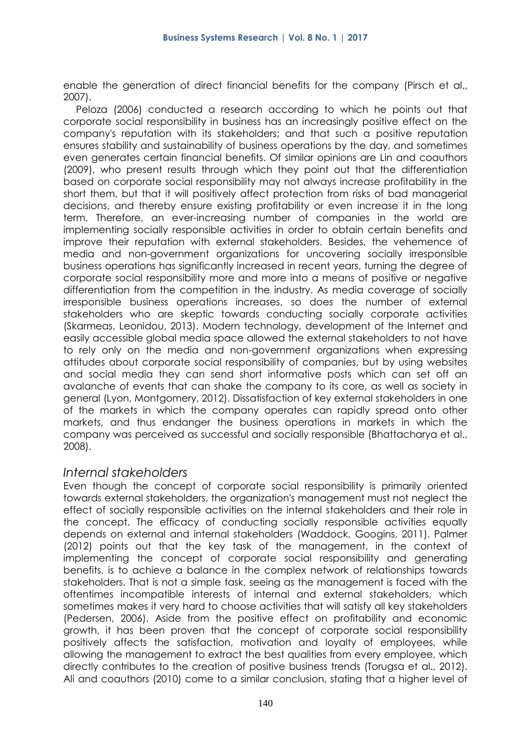enable the generation of direct financial benefits for the company (Pirsch et al., 2007).

Peloza (2006) conducted a research according to which he points out that corporate social responsibility in business has an increasingly positive effect on the company's reputation with its stakeholders; and that such a positive reputation ensures stability and sustainability of business operations by the day, and sometimes even generates certain financial benefits. Of similar opinions are Lin and coauthors (2009), who present results through which they point out that the differentiation based on corporate social responsibility may not always increase profitability in the short them, but that it will positively affect protection from risks of bad managerial decisions, and thereby ensure existing profitability or even increase it in the long term. Therefore, an ever-increasing number of companies in the world are implementing socially responsible activities in order to obtain certain benefits and improve their reputation with external stakeholders. Besides, the vehemence of media and non-government organizations for uncovering socially irresponsible business operations has significantly increased in recent years, turning the degree of corporate social responsibility more and more into a means of positive or negative differentiation from the competition in the industry. As media coverage of socially irresponsible business operations increases, so does the number of external stakeholders who are skeptic towards conducting socially corporate activities (Skarmeas, Leonidou, 2013). Modern technology, development of the Internet and easily accessible global media space allowed the external stakeholders to not have to rely only on the media and non-government organizations when expressing attitudes about corporate social responsibility of companies, but by using websites and social media they can send short informative posts which can set off an avalanche of events that can shake the company to its core, as well as society in general (Lyon, Montgomery, 2012). Dissatisfaction of key external stakeholders in one of the markets in which the company operates can rapidly spread onto other markets, and thus endanger the business operations in markets in which the company was perceived as successful and socially responsible (Bhattacharya et al., 2008).

## *Internal stakeholders*

Even though the concept of corporate social responsibility is primarily oriented towards external stakeholders, the organization's management must not neglect the effect of socially responsible activities on the internal stakeholders and their role in the concept. The efficacy of conducting socially responsible activities equally depends on external and internal stakeholders (Waddock, Googins, 2011). Palmer (2012) points out that the key task of the management, in the context of implementing the concept of corporate social responsibility and generating benefits, is to achieve a balance in the complex network of relationships towards stakeholders. That is not a simple task, seeing as the management is faced with the oftentimes incompatible interests of internal and external stakeholders, which sometimes makes it very hard to choose activities that will satisfy all key stakeholders (Pedersen, 2006). Aside from the positive effect on profitability and economic growth, it has been proven that the concept of corporate social responsibility positively affects the satisfaction, motivation and loyalty of employees, while allowing the management to extract the best qualities from every employee, which directly contributes to the creation of positive business trends (Torugsa et al., 2012). Ali and coauthors (2010) come to a similar conclusion, stating that a higher level of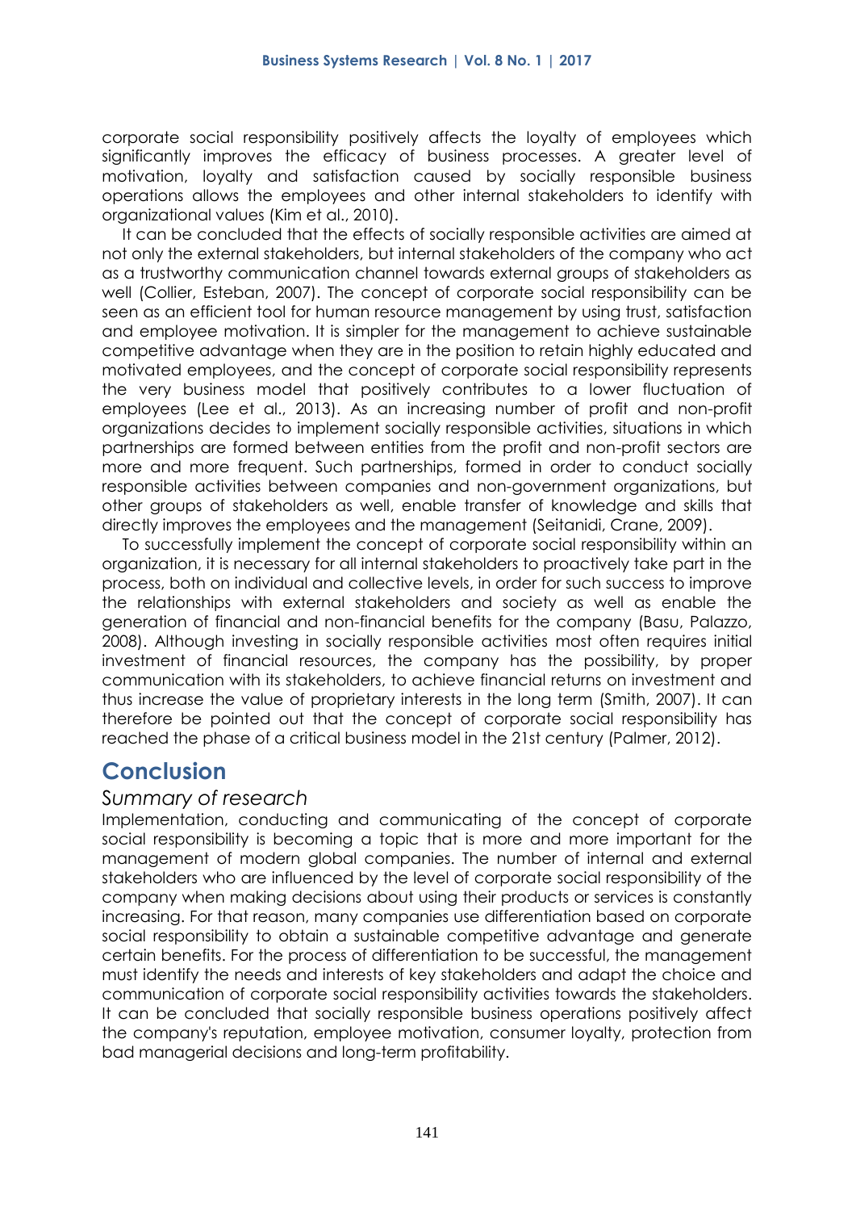corporate social responsibility positively affects the loyalty of employees which significantly improves the efficacy of business processes. A greater level of motivation, loyalty and satisfaction caused by socially responsible business operations allows the employees and other internal stakeholders to identify with organizational values (Kim et al., 2010).

It can be concluded that the effects of socially responsible activities are aimed at not only the external stakeholders, but internal stakeholders of the company who act as a trustworthy communication channel towards external groups of stakeholders as well (Collier, Esteban, 2007). The concept of corporate social responsibility can be seen as an efficient tool for human resource management by using trust, satisfaction and employee motivation. It is simpler for the management to achieve sustainable competitive advantage when they are in the position to retain highly educated and motivated employees, and the concept of corporate social responsibility represents the very business model that positively contributes to a lower fluctuation of employees (Lee et al., 2013). As an increasing number of profit and non-profit organizations decides to implement socially responsible activities, situations in which partnerships are formed between entities from the profit and non-profit sectors are more and more frequent. Such partnerships, formed in order to conduct socially responsible activities between companies and non-government organizations, but other groups of stakeholders as well, enable transfer of knowledge and skills that directly improves the employees and the management (Seitanidi, Crane, 2009).

To successfully implement the concept of corporate social responsibility within an organization, it is necessary for all internal stakeholders to proactively take part in the process, both on individual and collective levels, in order for such success to improve the relationships with external stakeholders and society as well as enable the generation of financial and non-financial benefits for the company (Basu, Palazzo, 2008). Although investing in socially responsible activities most often requires initial investment of financial resources, the company has the possibility, by proper communication with its stakeholders, to achieve financial returns on investment and thus increase the value of proprietary interests in the long term (Smith, 2007). It can therefore be pointed out that the concept of corporate social responsibility has reached the phase of a critical business model in the 21st century (Palmer, 2012).

# Conclusion

## *Summary of research*

Implementation, conducting and communicating of the concept of corporate social responsibility is becoming a topic that is more and more important for the management of modern global companies. The number of internal and external stakeholders who are influenced by the level of corporate social responsibility of the company when making decisions about using their products or services is constantly increasing. For that reason, many companies use differentiation based on corporate social responsibility to obtain a sustainable competitive advantage and generate certain benefits. For the process of differentiation to be successful, the management must identify the needs and interests of key stakeholders and adapt the choice and communication of corporate social responsibility activities towards the stakeholders. It can be concluded that socially responsible business operations positively affect the company's reputation, employee motivation, consumer loyalty, protection from bad managerial decisions and long-term profitability.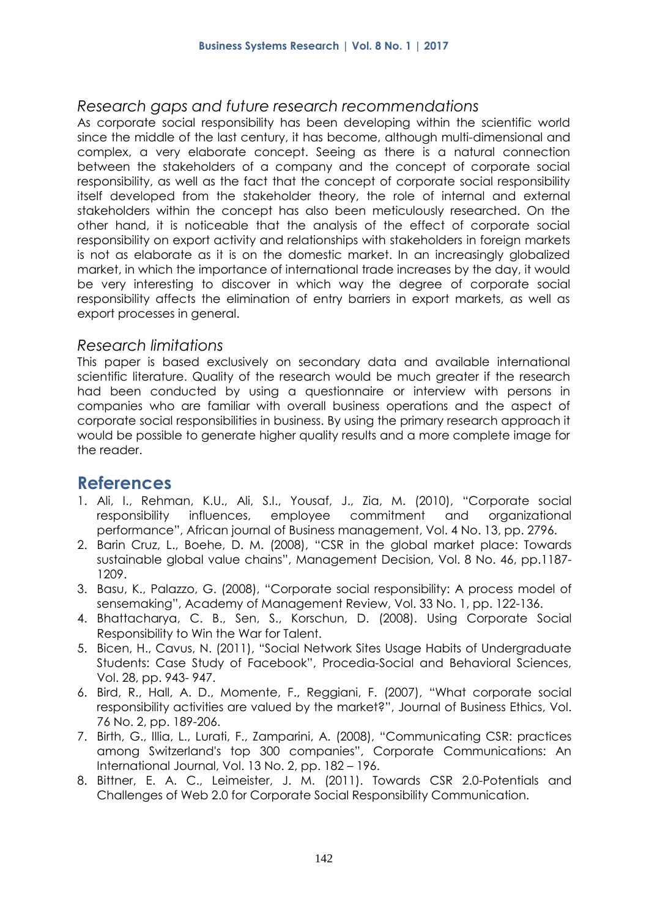### *Research gaps and future research recommendations*

As corporate social responsibility has been developing within the scientific world since the middle of the last century, it has become, although multi-dimensional and complex, a very elaborate concept. Seeing as there is a natural connection between the stakeholders of a company and the concept of corporate social responsibility, as well as the fact that the concept of corporate social responsibility itself developed from the stakeholder theory, the role of internal and external stakeholders within the concept has also been meticulously researched. On the other hand, it is noticeable that the analysis of the effect of corporate social responsibility on export activity and relationships with stakeholders in foreign markets is not as elaborate as it is on the domestic market. In an increasingly globalized market, in which the importance of international trade increases by the day, it would be very interesting to discover in which way the degree of corporate social responsibility affects the elimination of entry barriers in export markets, as well as export processes in general.

### *Research limitations*

This paper is based exclusively on secondary data and available international scientific literature. Quality of the research would be much greater if the research had been conducted by using a questionnaire or interview with persons in companies who are familiar with overall business operations and the aspect of corporate social responsibilities in business. By using the primary research approach it would be possible to generate higher quality results and a more complete image for the reader.

## References

1. Ali, I., Rehman, K.U., Ali, S.I., Yousaf, J., Zia, M. (2010), "Corporate social responsibility influences, employee commitment and organizational performance", African journal of Business management, Vol. 4 No. 13, pp. 2796.
2. Barin Cruz, L., Boehe, D. M. (2008), "CSR in the global market place: Towards sustainable global value chains", Management Decision, Vol. 8 No. 46, pp.1187-1209.
3. Basu, K., Palazzo, G. (2008), "Corporate social responsibility: A process model of sensemaking", Academy of Management Review, Vol. 33 No. 1, pp. 122-136.
4. Bhattacharya, C. B., Sen, S., Korschun, D. (2008). Using Corporate Social Responsibility to Win the War for Talent.
5. Bicen, H., Cavus, N. (2011), "Social Network Sites Usage Habits of Undergraduate Students: Case Study of Facebook", Procedia-Social and Behavioral Sciences, Vol. 28, pp. 943- 947.
6. Bird, R., Hall, A. D., Momente, F., Reggiani, F. (2007), "What corporate social responsibility activities are valued by the market?", Journal of Business Ethics, Vol. 76 No. 2, pp. 189-206.
7. Birth, G., Illia, L., Lurati, F., Zamparini, A. (2008), "Communicating CSR: practices among Switzerland's top 300 companies", Corporate Communications: An International Journal, Vol. 13 No. 2, pp. 182 – 196.
8. Bittner, E. A. C., Leimeister, J. M. (2011). Towards CSR 2.0-Potentials and Challenges of Web 2.0 for Corporate Social Responsibility Communication.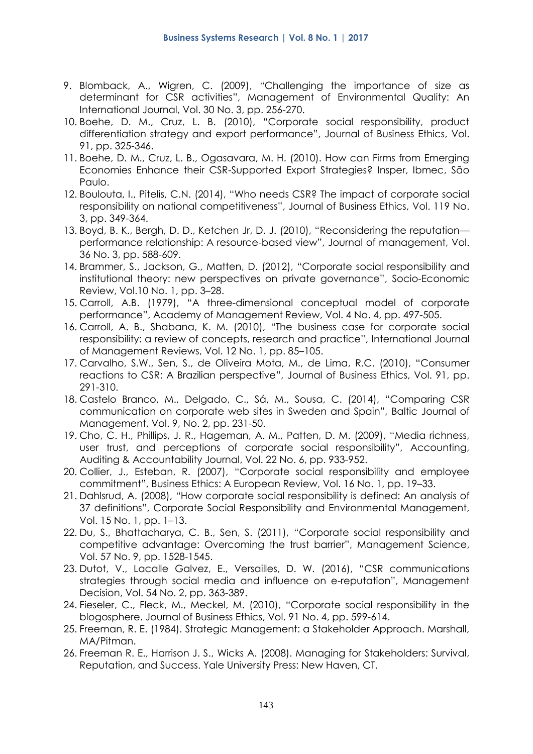9. Blomback, A., Wigren, C. (2009), "Challenging the importance of size as determinant for CSR activities", Management of Environmental Quality: An International Journal, Vol. 30 No. 3, pp. 256-270.
10. Boehe, D. M., Cruz, L. B. (2010), "Corporate social responsibility, product differentiation strategy and export performance", Journal of Business Ethics, Vol. 91, pp. 325-346.
11. Boehe, D. M., Cruz, L. B., Ogasavara, M. H. (2010). How can Firms from Emerging Economies Enhance their CSR-Supported Export Strategies? Insper, Ibmec, São Paulo.
12. Boulouta, I., Pitelis, C.N. (2014), "Who needs CSR? The impact of corporate social responsibility on national competitiveness", Journal of Business Ethics, Vol. 119 No. 3, pp. 349-364.
13. Boyd, B. K., Bergh, D. D., Ketchen Jr, D. J. (2010), "Reconsidering the reputation—performance relationship: A resource-based view", Journal of management, Vol. 36 No. 3, pp. 588-609.
14. Brammer, S., Jackson, G., Matten, D. (2012), "Corporate social responsibility and institutional theory: new perspectives on private governance", Socio-Economic Review, Vol.10 No. 1, pp. 3–28.
15. Carroll, A.B. (1979), "A three-dimensional conceptual model of corporate performance", Academy of Management Review, Vol. 4 No. 4, pp. 497-505.
16. Carroll, A. B., Shabana, K. M. (2010), "The business case for corporate social responsibility: a review of concepts, research and practice", International Journal of Management Reviews, Vol. 12 No. 1, pp. 85–105.
17. Carvalho, S.W., Sen, S., de Oliveira Mota, M., de Lima, R.C. (2010), "Consumer reactions to CSR: A Brazilian perspective", Journal of Business Ethics, Vol. 91, pp. 291-310.
18. Castelo Branco, M., Delgado, C., Sá, M., Sousa, C. (2014), "Comparing CSR communication on corporate web sites in Sweden and Spain", Baltic Journal of Management, Vol. 9, No. 2, pp. 231-50.
19. Cho, C. H., Phillips, J. R., Hageman, A. M., Patten, D. M. (2009), "Media richness, user trust, and perceptions of corporate social responsibility", Accounting, Auditing & Accountability Journal, Vol. 22 No. 6, pp. 933-952.
20. Collier, J., Esteban, R. (2007), "Corporate social responsibility and employee commitment", Business Ethics: A European Review, Vol. 16 No. 1, pp. 19–33.
21. Dahlsrud, A. (2008), "How corporate social responsibility is defined: An analysis of 37 definitions", Corporate Social Responsibility and Environmental Management, Vol. 15 No. 1, pp. 1–13.
22. Du, S., Bhattacharya, C. B., Sen, S. (2011), "Corporate social responsibility and competitive advantage: Overcoming the trust barrier", Management Science, Vol. 57 No. 9, pp. 1528-1545.
23. Dutot, V., Lacalle Galvez, E., Versailles, D. W. (2016), "CSR communications strategies through social media and influence on e-reputation", Management Decision, Vol. 54 No. 2, pp. 363-389.
24. Fieseler, C., Fleck, M., Meckel, M. (2010), "Corporate social responsibility in the blogosphere. Journal of Business Ethics, Vol. 91 No. 4, pp. 599-614.
25. Freeman, R. E. (1984). Strategic Management: a Stakeholder Approach. Marshall, MA/Pitman.
26. Freeman R. E., Harrison J. S., Wicks A. (2008). Managing for Stakeholders: Survival, Reputation, and Success. Yale University Press: New Haven, CT.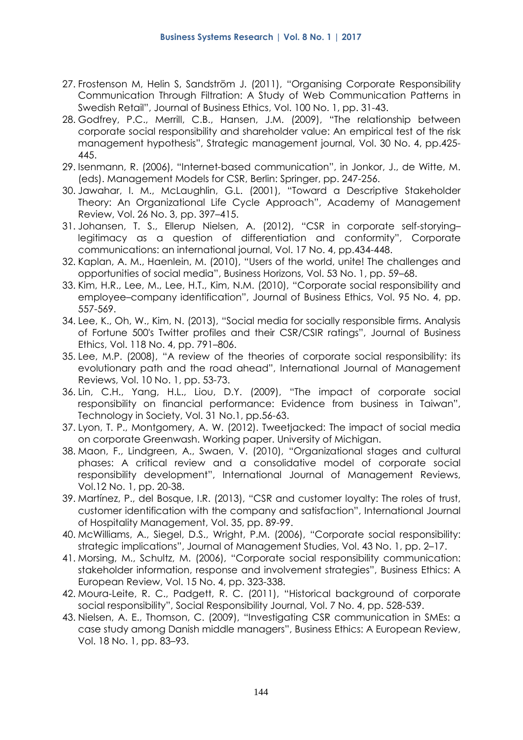27. Frostenson M, Helin S, Sandström J. (2011), "Organising Corporate Responsibility Communication Through Filtration: A Study of Web Communication Patterns in Swedish Retail", Journal of Business Ethics, Vol. 100 No. 1, pp. 31-43.
28. Godfrey, P.C., Merrill, C.B., Hansen, J.M. (2009), "The relationship between corporate social responsibility and shareholder value: An empirical test of the risk management hypothesis", Strategic management journal, Vol. 30 No. 4, pp.425-445.
29. Isenmann, R. (2006), "Internet-based communication", in Jonkor, J., de Witte, M. (eds). Management Models for CSR, Berlin: Springer, pp. 247-256.
30. Jawahar, I. M., McLaughlin, G.L. (2001), "Toward a Descriptive Stakeholder Theory: An Organizational Life Cycle Approach", Academy of Management Review, Vol. 26 No. 3, pp. 397–415.
31. Johansen, T. S., Ellerup Nielsen, A. (2012), "CSR in corporate self-storying–legitimacy as a question of differentiation and conformity", Corporate communications: an international journal, Vol. 17 No. 4, pp.434-448.
32. Kaplan, A. M., Haenlein, M. (2010), "Users of the world, unite! The challenges and opportunities of social media", Business Horizons, Vol. 53 No. 1, pp. 59–68.
33. Kim, H.R., Lee, M., Lee, H.T., Kim, N.M. (2010), "Corporate social responsibility and employee–company identification", Journal of Business Ethics, Vol. 95 No. 4, pp. 557-569.
34. Lee, K., Oh, W., Kim, N. (2013), "Social media for socially responsible firms. Analysis of Fortune 500's Twitter profiles and their CSR/CSIR ratings", Journal of Business Ethics, Vol. 118 No. 4, pp. 791–806.
35. Lee, M.P. (2008), "A review of the theories of corporate social responsibility: its evolutionary path and the road ahead", International Journal of Management Reviews, Vol. 10 No. 1, pp. 53-73.
36. Lin, C.H., Yang, H.L., Liou, D.Y. (2009), "The impact of corporate social responsibility on financial performance: Evidence from business in Taiwan", Technology in Society, Vol. 31 No.1, pp.56-63.
37. Lyon, T. P., Montgomery, A. W. (2012). Tweetjacked: The impact of social media on corporate Greenwash. Working paper. University of Michigan.
38. Maon, F., Lindgreen, A., Swaen, V. (2010), "Organizational stages and cultural phases: A critical review and a consolidative model of corporate social responsibility development", International Journal of Management Reviews, Vol.12 No. 1, pp. 20-38.
39. Martínez, P., del Bosque, I.R. (2013), "CSR and customer loyalty: The roles of trust, customer identification with the company and satisfaction", International Journal of Hospitality Management, Vol. 35, pp. 89-99.
40. McWilliams, A., Siegel, D.S., Wright, P.M. (2006), "Corporate social responsibility: strategic implications", Journal of Management Studies, Vol. 43 No. 1, pp. 2–17.
41. Morsing, M., Schultz, M. (2006), "Corporate social responsibility communication: stakeholder information, response and involvement strategies", Business Ethics: A European Review, Vol. 15 No. 4, pp. 323-338.
42. Moura-Leite, R. C., Padgett, R. C. (2011), "Historical background of corporate social responsibility", Social Responsibility Journal, Vol. 7 No. 4, pp. 528-539.
43. Nielsen, A. E., Thomson, C. (2009), "Investigating CSR communication in SMEs: a case study among Danish middle managers", Business Ethics: A European Review, Vol. 18 No. 1, pp. 83–93.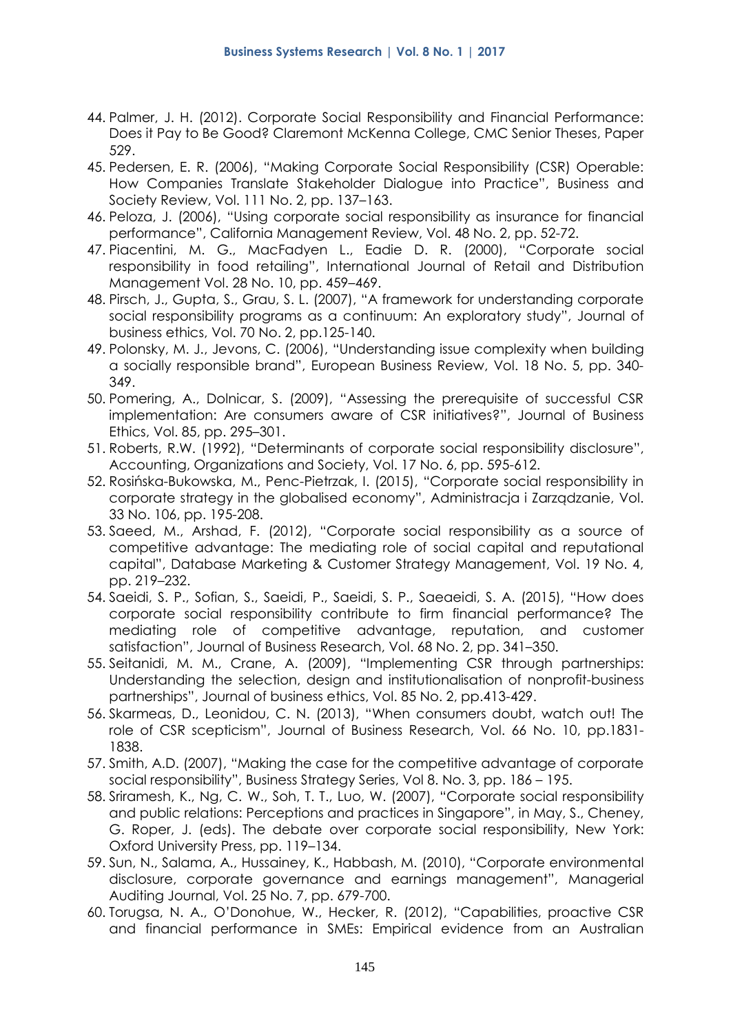44. Palmer, J. H. (2012). Corporate Social Responsibility and Financial Performance: Does it Pay to Be Good? Claremont McKenna College, CMC Senior Theses, Paper 529.
45. Pedersen, E. R. (2006), "Making Corporate Social Responsibility (CSR) Operable: How Companies Translate Stakeholder Dialogue into Practice", Business and Society Review, Vol. 111 No. 2, pp. 137–163.
46. Peloza, J. (2006), "Using corporate social responsibility as insurance for financial performance", California Management Review, Vol. 48 No. 2, pp. 52-72.
47. Piacentini, M. G., MacFadyen L., Eadie D. R. (2000), "Corporate social responsibility in food retailing", International Journal of Retail and Distribution Management Vol. 28 No. 10, pp. 459–469.
48. Pirsch, J., Gupta, S., Grau, S. L. (2007), "A framework for understanding corporate social responsibility programs as a continuum: An exploratory study", Journal of business ethics, Vol. 70 No. 2, pp.125-140.
49. Polonsky, M. J., Jevons, C. (2006), "Understanding issue complexity when building a socially responsible brand", European Business Review, Vol. 18 No. 5, pp. 340-349.
50. Pomering, A., Dolnicar, S. (2009), "Assessing the prerequisite of successful CSR implementation: Are consumers aware of CSR initiatives?", Journal of Business Ethics, Vol. 85, pp. 295–301.
51. Roberts, R.W. (1992), "Determinants of corporate social responsibility disclosure", Accounting, Organizations and Society, Vol. 17 No. 6, pp. 595-612.
52. Rosińska-Bukowska, M., Penc-Pietrzak, I. (2015), "Corporate social responsibility in corporate strategy in the globalised economy", Administracja i Zarządzanie, Vol. 33 No. 106, pp. 195-208.
53. Saeed, M., Arshad, F. (2012), "Corporate social responsibility as a source of competitive advantage: The mediating role of social capital and reputational capital", Database Marketing & Customer Strategy Management, Vol. 19 No. 4, pp. 219–232.
54. Saeidi, S. P., Sofian, S., Saeidi, P., Saeidi, S. P., Saeaeidi, S. A. (2015), "How does corporate social responsibility contribute to firm financial performance? The mediating role of competitive advantage, reputation, and customer satisfaction", Journal of Business Research, Vol. 68 No. 2, pp. 341–350.
55. Seitanidi, M. M., Crane, A. (2009), "Implementing CSR through partnerships: Understanding the selection, design and institutionalisation of nonprofit-business partnerships", Journal of business ethics, Vol. 85 No. 2, pp.413-429.
56. Skarmeas, D., Leonidou, C. N. (2013), "When consumers doubt, watch out! The role of CSR scepticism", Journal of Business Research, Vol. 66 No. 10, pp.1831-1838.
57. Smith, A.D. (2007), "Making the case for the competitive advantage of corporate social responsibility", Business Strategy Series, Vol 8. No. 3, pp. 186 – 195.
58. Sriramesh, K., Ng, C. W., Soh, T. T., Luo, W. (2007), "Corporate social responsibility and public relations: Perceptions and practices in Singapore", in May, S., Cheney, G. Roper, J. (eds). The debate over corporate social responsibility, New York: Oxford University Press, pp. 119–134.
59. Sun, N., Salama, A., Hussainey, K., Habbash, M. (2010), "Corporate environmental disclosure, corporate governance and earnings management", Managerial Auditing Journal, Vol. 25 No. 7, pp. 679-700.
60. Torugsa, N. A., O'Donohue, W., Hecker, R. (2012), "Capabilities, proactive CSR and financial performance in SMEs: Empirical evidence from an Australian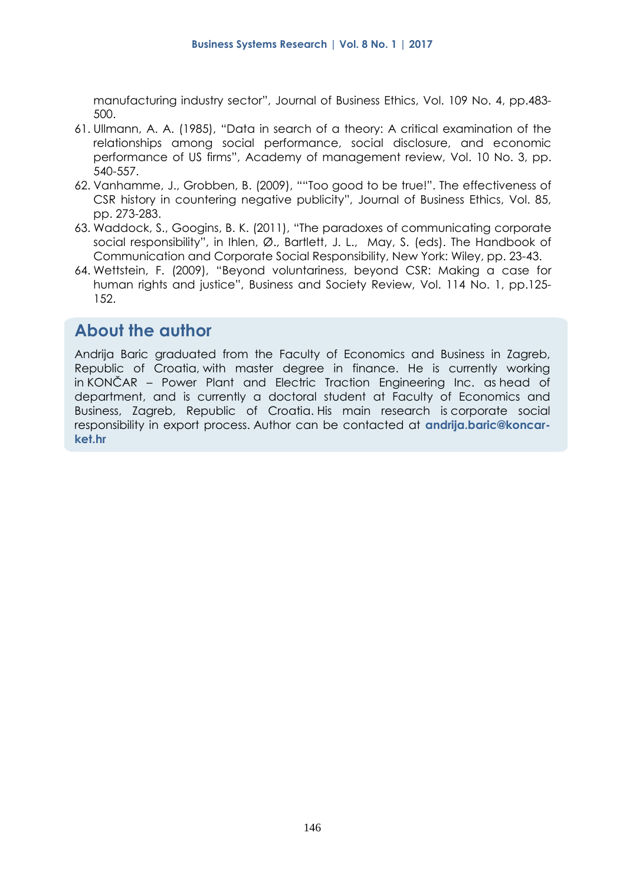manufacturing industry sector", Journal of Business Ethics, Vol. 109 No. 4, pp.483-500.

61. Ullmann, A. A. (1985), "Data in search of a theory: A critical examination of the relationships among social performance, social disclosure, and economic performance of US firms", Academy of management review, Vol. 10 No. 3, pp. 540-557.
62. Vanhamme, J., Grobben, B. (2009), ""Too good to be true!". The effectiveness of CSR history in countering negative publicity", Journal of Business Ethics, Vol. 85, pp. 273-283.
63. Waddock, S., Googins, B. K. (2011), "The paradoxes of communicating corporate social responsibility", in Ihlen, Ø., Bartlett, J. L., May, S. (eds). The Handbook of Communication and Corporate Social Responsibility, New York: Wiley, pp. 23-43.
64. Wettstein, F. (2009), "Beyond voluntariness, beyond CSR: Making a case for human rights and justice", Business and Society Review, Vol. 114 No. 1, pp.125-152.

## About the author

Andrija Baric graduated from the Faculty of Economics and Business in Zagreb, Republic of Croatia, with master degree in finance. He is currently working in KONČAR – Power Plant and Electric Traction Engineering Inc. as head of department, and is currently a doctoral student at Faculty of Economics and Business, Zagreb, Republic of Croatia. His main research is corporate social responsibility in export process. Author can be contacted at **andrija.baric@koncar-ket.hr**